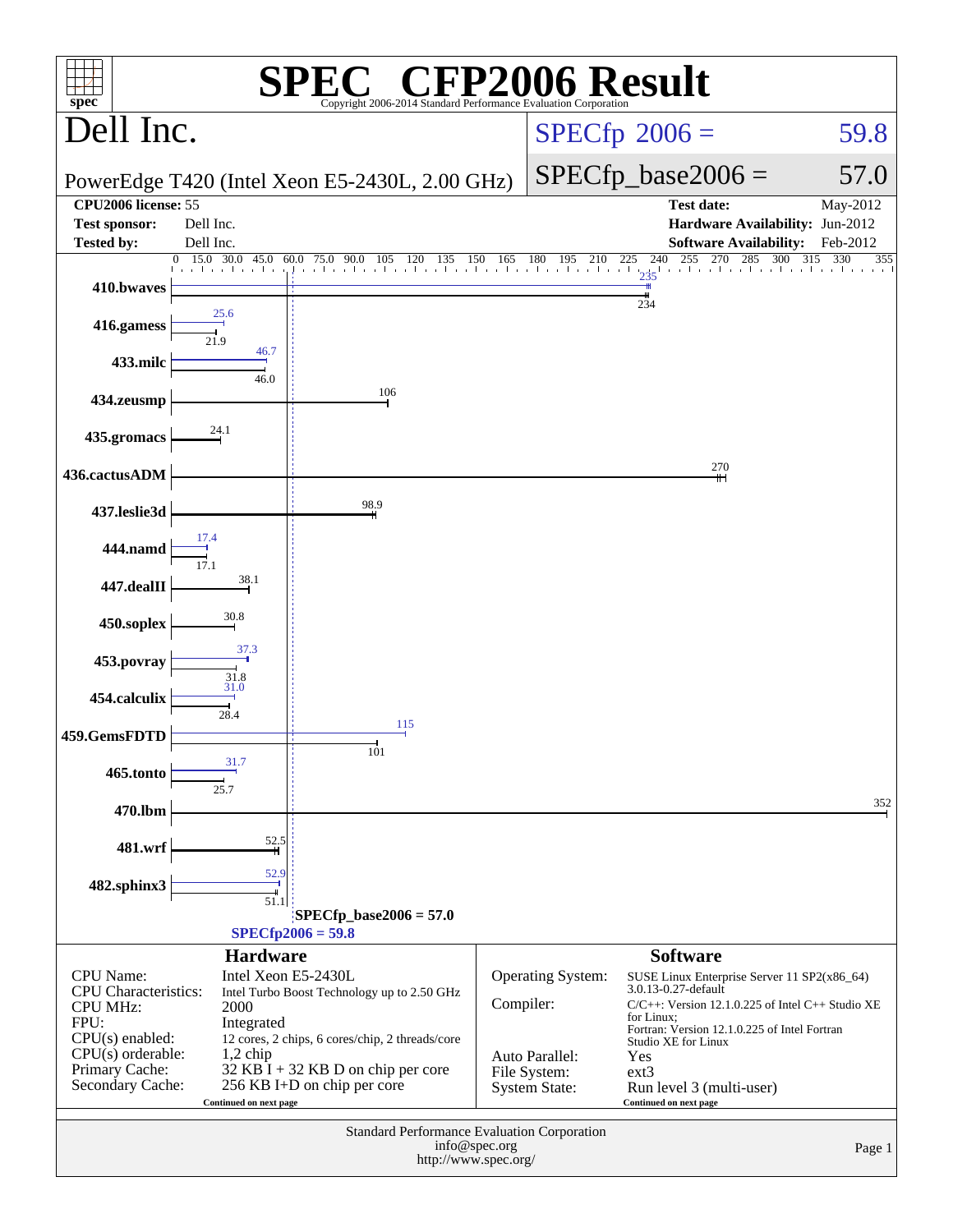# SPEC CFP2006 Result

Copyright 2006-2014 Standard Performance Evaluation Corporation

## Dell Inc.

PowerEdge T420 (Intel Xeon E5-2430L, 2.00 GHz)

SPECfp 2006 = 59.8

SPECfp_base2006 = 57.0

| | | | |
|---|---|---|---|
| **CPU2006 license:** 55 | | **Test date:** | May-2012 |
| **Test sponsor:** | Dell Inc. | **Hardware Availability:** | Jun-2012 |
| **Tested by:** | Dell Inc. | **Software Availability:** | Feb-2012 |

| Benchmark | Base | Peak |
|---|---|---|
| 410.bwaves | 234 | 235 |
| 416.gamess | 21.9 | 25.6 |
| 433.milc | 46.0 | 46.7 |
| 434.zeusmp | 106 | |
| 435.gromacs | 24.1 | |
| 436.cactusADM | 270 | |
| 437.leslie3d | 98.9 | |
| 444.namd | 17.1 | 17.4 |
| 447.dealII | 38.1 | |
| 450.soplex | 30.8 | |
| 453.povray | 31.8 | 37.3 |
| 454.calculix | 28.4 | 31.0 |
| 459.GemsFDTD | 101 | 115 |
| 465.tonto | 25.7 | 31.7 |
| 470.lbm | 352 | |
| 481.wrf | 52.5 | |
| 482.sphinx3 | 51.1 | 52.9 |

SPECfp_base2006 = 57.0

SPECfp2006 = 59.8

### Hardware

| | |
|---|---|
| CPU Name: | Intel Xeon E5-2430L |
| CPU Characteristics: | Intel Turbo Boost Technology up to 2.50 GHz |
| CPU MHz: | 2000 |
| FPU: | Integrated |
| CPU(s) enabled: | 12 cores, 2 chips, 6 cores/chip, 2 threads/core |
| CPU(s) orderable: | 1,2 chip |
| Primary Cache: | 32 KB I + 32 KB D on chip per core |
| Secondary Cache: | 256 KB I+D on chip per core |

Continued on next page

### Software

| | |
|---|---|
| Operating System: | SUSE Linux Enterprise Server 11 SP2(x86_64) 3.0.13-0.27-default |
| Compiler: | C/C++: Version 12.1.0.225 of Intel C++ Studio XE for Linux; Fortran: Version 12.1.0.225 of Intel Fortran Studio XE for Linux |
| Auto Parallel: | Yes |
| File System: | ext3 |
| System State: | Run level 3 (multi-user) |

Continued on next page

Standard Performance Evaluation Corporation
info@spec.org
http://www.spec.org/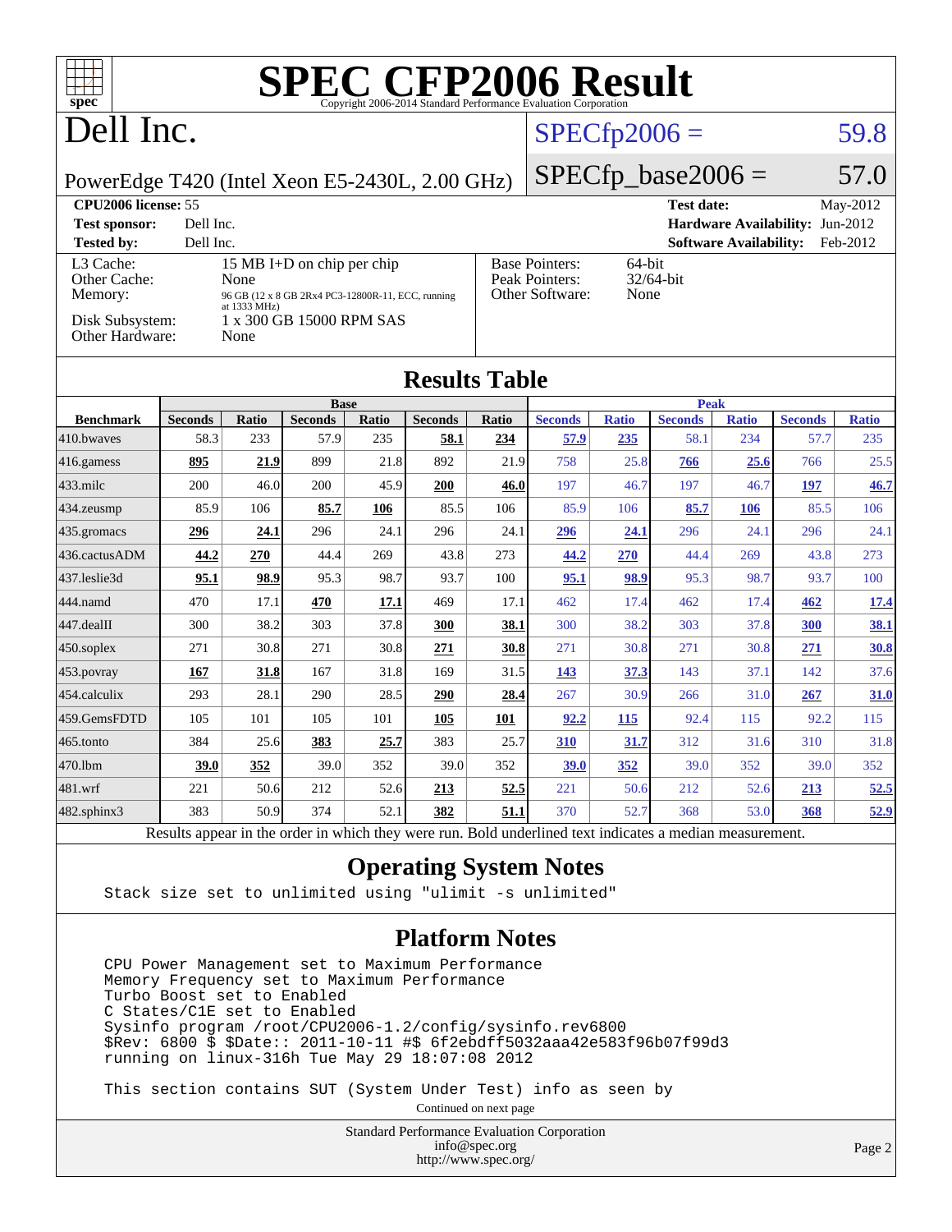# SPEC CFP2006 Result

Copyright 2006-2014 Standard Performance Evaluation Corporation

# Dell Inc.

PowerEdge T420 (Intel Xeon E5-2430L, 2.00 GHz)

SPECfp2006 = 59.8

SPECfp_base2006 = 57.0

| | | | |
|---|---|---|---|
| **CPU2006 license:** 55 | | **Test date:** | May-2012 |
| **Test sponsor:** | Dell Inc. | **Hardware Availability:** | Jun-2012 |
| **Tested by:** | Dell Inc. | **Software Availability:** | Feb-2012 |

| | | | |
|---|---|---|---|
| L3 Cache: | 15 MB I+D on chip per chip | Base Pointers: | 64-bit |
| Other Cache: | None | Peak Pointers: | 32/64-bit |
| Memory: | 96 GB (12 x 8 GB 2Rx4 PC3-12800R-11, ECC, running at 1333 MHz) | Other Software: | None |
| Disk Subsystem: | 1 x 300 GB 15000 RPM SAS | | |
| Other Hardware: | None | | |

## Results Table

| | Base | | | | | | Peak | | | | | |
|---|---|---|---|---|---|---|---|---|---|---|---|---|
| **Benchmark** | **Seconds** | **Ratio** | **Seconds** | **Ratio** | **Seconds** | **Ratio** | **Seconds** | **Ratio** | **Seconds** | **Ratio** | **Seconds** | **Ratio** |
| 410.bwaves | 58.3 | 233 | 57.9 | 235 | **58.1** | **234** | **57.9** | **235** | 58.1 | 234 | 57.7 | 235 |
| 416.gamess | **895** | **21.9** | 899 | 21.8 | 892 | 21.9 | 758 | 25.8 | **766** | **25.6** | 766 | 25.5 |
| 433.milc | 200 | 46.0 | 200 | 45.9 | **200** | **46.0** | 197 | 46.7 | 197 | 46.7 | **197** | **46.7** |
| 434.zeusmp | 85.9 | 106 | **85.7** | **106** | 85.5 | 106 | 85.9 | 106 | **85.7** | **106** | 85.5 | 106 |
| 435.gromacs | **296** | **24.1** | 296 | 24.1 | 296 | 24.1 | **296** | **24.1** | 296 | 24.1 | 296 | 24.1 |
| 436.cactusADM | **44.2** | **270** | 44.4 | 269 | 43.8 | 273 | **44.2** | **270** | 44.4 | 269 | 43.8 | 273 |
| 437.leslie3d | **95.1** | **98.9** | 95.3 | 98.7 | 93.7 | 100 | **95.1** | **98.9** | 95.3 | 98.7 | 93.7 | 100 |
| 444.namd | 470 | 17.1 | **470** | **17.1** | 469 | 17.1 | 462 | 17.4 | 462 | 17.4 | **462** | **17.4** |
| 447.dealII | 300 | 38.2 | 303 | 37.8 | **300** | **38.1** | 300 | 38.2 | 303 | 37.8 | **300** | **38.1** |
| 450.soplex | 271 | 30.8 | 271 | 30.8 | **271** | **30.8** | 271 | 30.8 | 271 | 30.8 | **271** | **30.8** |
| 453.povray | **167** | **31.8** | 167 | 31.8 | 169 | 31.5 | **143** | **37.3** | 143 | 37.1 | 142 | 37.6 |
| 454.calculix | 293 | 28.1 | 290 | 28.5 | **290** | **28.4** | 267 | 30.9 | 266 | 31.0 | **267** | **31.0** |
| 459.GemsFDTD | 105 | 101 | 105 | 101 | **105** | **101** | **92.2** | **115** | 92.4 | 115 | 92.2 | 115 |
| 465.tonto | 384 | 25.6 | **383** | **25.7** | 383 | 25.7 | **310** | **31.7** | 312 | 31.6 | 310 | 31.8 |
| 470.lbm | **39.0** | **352** | 39.0 | 352 | 39.0 | 352 | **39.0** | **352** | 39.0 | 352 | 39.0 | 352 |
| 481.wrf | 221 | 50.6 | 212 | 52.6 | **213** | **52.5** | 221 | 50.6 | 212 | 52.6 | **213** | **52.5** |
| 482.sphinx3 | 383 | 50.9 | 374 | 52.1 | **382** | **51.1** | 370 | 52.7 | 368 | 53.0 | **368** | **52.9** |

Results appear in the order in which they were run. Bold underlined text indicates a median measurement.

## Operating System Notes

```
Stack size set to unlimited using "ulimit -s unlimited"
```

## Platform Notes

```
CPU Power Management set to Maximum Performance
Memory Frequency set to Maximum Performance
Turbo Boost set to Enabled
C States/C1E set to Enabled
Sysinfo program /root/CPU2006-1.2/config/sysinfo.rev6800
$Rev: 6800 $ $Date:: 2011-10-11 #$ 6f2ebdff5032aaa42e583f96b07f99d3
running on linux-316h Tue May 29 18:07:08 2012

This section contains SUT (System Under Test) info as seen by
```

Continued on next page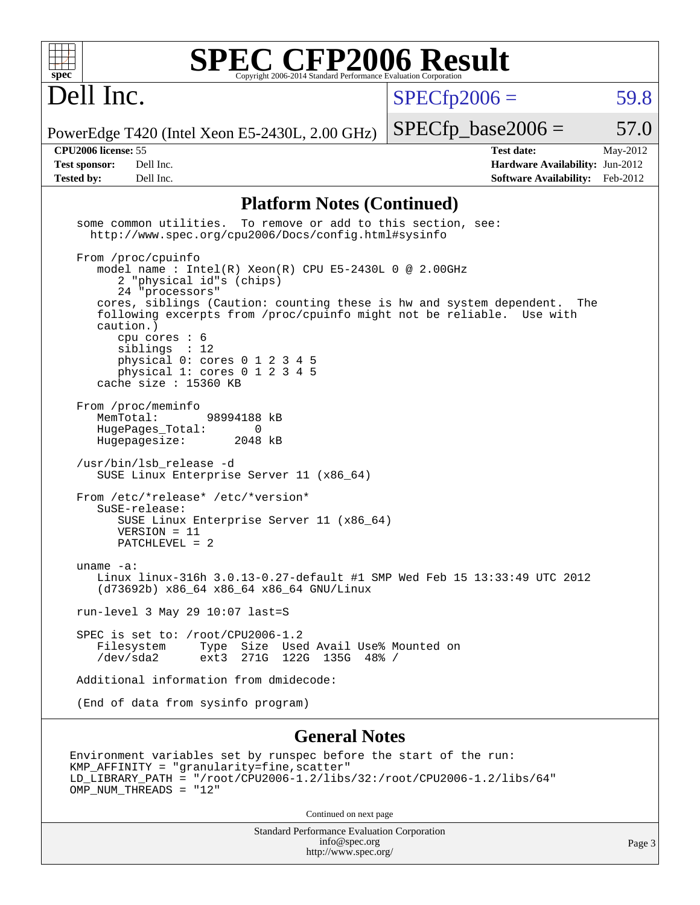# SPEC CFP2006 Result

Copyright 2006-2014 Standard Performance Evaluation Corporation

# Dell Inc.

PowerEdge T420 (Intel Xeon E5-2430L, 2.00 GHz)

SPECfp2006 = 59.8

SPECfp_base2006 = 57.0

**CPU2006 license:** 55
**Test sponsor:** Dell Inc.
**Tested by:** Dell Inc.

**Test date:** May-2012
**Hardware Availability:** Jun-2012
**Software Availability:** Feb-2012

## Platform Notes (Continued)

```
some common utilities.  To remove or add to this section, see:
  http://www.spec.org/cpu2006/Docs/config.html#sysinfo

From /proc/cpuinfo
   model name : Intel(R) Xeon(R) CPU E5-2430L 0 @ 2.00GHz
      2 "physical id"s (chips)
      24 "processors"
   cores, siblings (Caution: counting these is hw and system dependent.  The
   following excerpts from /proc/cpuinfo might not be reliable.  Use with
   caution.)
      cpu cores : 6
      siblings  : 12
      physical 0: cores 0 1 2 3 4 5
      physical 1: cores 0 1 2 3 4 5
   cache size : 15360 KB

From /proc/meminfo
   MemTotal:       98994188 kB
   HugePages_Total:       0
   Hugepagesize:       2048 kB

/usr/bin/lsb_release -d
   SUSE Linux Enterprise Server 11 (x86_64)

From /etc/*release* /etc/*version*
   SuSE-release:
      SUSE Linux Enterprise Server 11 (x86_64)
      VERSION = 11
      PATCHLEVEL = 2

uname -a:
   Linux linux-316h 3.0.13-0.27-default #1 SMP Wed Feb 15 13:33:49 UTC 2012
   (d73692b) x86_64 x86_64 x86_64 GNU/Linux

run-level 3 May 29 10:07 last=S

SPEC is set to: /root/CPU2006-1.2
   Filesystem     Type  Size  Used Avail Use% Mounted on
   /dev/sda2      ext3  271G  122G  135G  48% /

Additional information from dmidecode:

(End of data from sysinfo program)
```

## General Notes

```
Environment variables set by runspec before the start of the run:
KMP_AFFINITY = "granularity=fine,scatter"
LD_LIBRARY_PATH = "/root/CPU2006-1.2/libs/32:/root/CPU2006-1.2/libs/64"
OMP_NUM_THREADS = "12"
```

Continued on next page

Standard Performance Evaluation Corporation
info@spec.org
http://www.spec.org/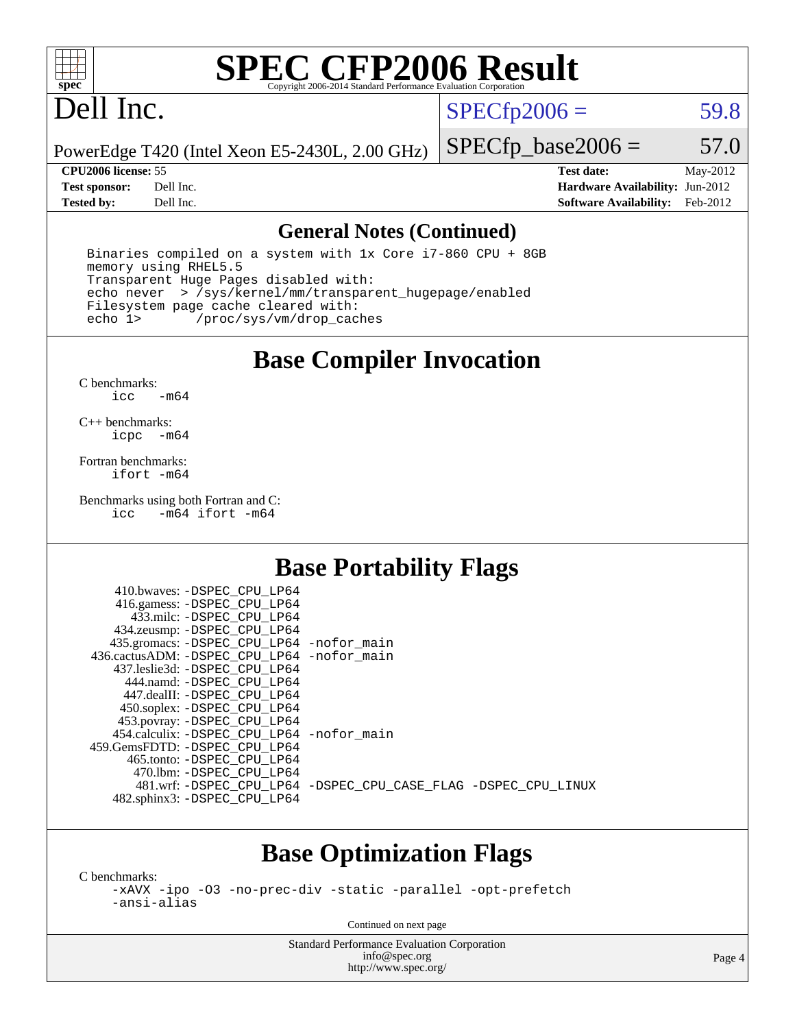# SPEC CFP2006 Result

Copyright 2006-2014 Standard Performance Evaluation Corporation

## Dell Inc.

PowerEdge T420 (Intel Xeon E5-2430L, 2.00 GHz)

SPECfp2006 = 59.8

SPECfp_base2006 = 57.0

| | | | |
|---|---|---|---|
| **CPU2006 license:** 55 | | **Test date:** | May-2012 |
| **Test sponsor:** | Dell Inc. | **Hardware Availability:** | Jun-2012 |
| **Tested by:** | Dell Inc. | **Software Availability:** | Feb-2012 |

## General Notes (Continued)

```
Binaries compiled on a system with 1x Core i7-860 CPU + 8GB
memory using RHEL5.5
Transparent Huge Pages disabled with:
echo never  > /sys/kernel/mm/transparent_hugepage/enabled
Filesystem page cache cleared with:
echo 1>       /proc/sys/vm/drop_caches
```

## Base Compiler Invocation

C benchmarks:
```
icc   -m64
```

C++ benchmarks:
```
icpc  -m64
```

Fortran benchmarks:
```
ifort -m64
```

Benchmarks using both Fortran and C:
```
icc   -m64 ifort -m64
```

## Base Portability Flags

```
    410.bwaves: -DSPEC_CPU_LP64
    416.gamess: -DSPEC_CPU_LP64
      433.milc: -DSPEC_CPU_LP64
    434.zeusmp: -DSPEC_CPU_LP64
   435.gromacs: -DSPEC_CPU_LP64 -nofor_main
436.cactusADM: -DSPEC_CPU_LP64 -nofor_main
   437.leslie3d: -DSPEC_CPU_LP64
      444.namd: -DSPEC_CPU_LP64
     447.dealII: -DSPEC_CPU_LP64
    450.soplex: -DSPEC_CPU_LP64
    453.povray: -DSPEC_CPU_LP64
   454.calculix: -DSPEC_CPU_LP64 -nofor_main
459.GemsFDTD: -DSPEC_CPU_LP64
     465.tonto: -DSPEC_CPU_LP64
       470.lbm: -DSPEC_CPU_LP64
       481.wrf: -DSPEC_CPU_LP64 -DSPEC_CPU_CASE_FLAG -DSPEC_CPU_LINUX
   482.sphinx3: -DSPEC_CPU_LP64
```

## Base Optimization Flags

C benchmarks:
```
-xAVX -ipo -O3 -no-prec-div -static -parallel -opt-prefetch
-ansi-alias
```

Continued on next page

Standard Performance Evaluation Corporation
info@spec.org
http://www.spec.org/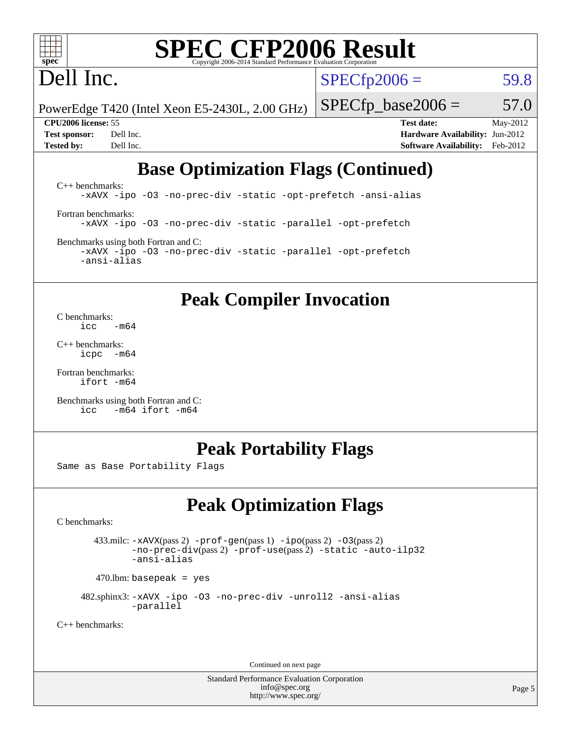# SPEC CFP2006 Result

Copyright 2006-2014 Standard Performance Evaluation Corporation

**Dell Inc.**

PowerEdge T420 (Intel Xeon E5-2430L, 2.00 GHz)

SPECfp2006 = 59.8

SPECfp_base2006 = 57.0

**CPU2006 license:** 55
**Test sponsor:** Dell Inc.
**Tested by:** Dell Inc.

**Test date:** May-2012
**Hardware Availability:** Jun-2012
**Software Availability:** Feb-2012

## Base Optimization Flags (Continued)

C++ benchmarks:
```
-xAVX -ipo -O3 -no-prec-div -static -opt-prefetch -ansi-alias
```

Fortran benchmarks:
```
-xAVX -ipo -O3 -no-prec-div -static -parallel -opt-prefetch
```

Benchmarks using both Fortran and C:
```
-xAVX -ipo -O3 -no-prec-div -static -parallel -opt-prefetch
-ansi-alias
```

## Peak Compiler Invocation

C benchmarks:
```
icc   -m64
```

C++ benchmarks:
```
icpc  -m64
```

Fortran benchmarks:
```
ifort -m64
```

Benchmarks using both Fortran and C:
```
icc   -m64 ifort -m64
```

## Peak Portability Flags

Same as Base Portability Flags

## Peak Optimization Flags

C benchmarks:

433.milc: `-xAVX`(pass 2) `-prof-gen`(pass 1) `-ipo`(pass 2) `-O3`(pass 2) `-no-prec-div`(pass 2) `-prof-use`(pass 2) `-static -auto-ilp32 -ansi-alias`

470.lbm: `basepeak = yes`

482.sphinx3: `-xAVX -ipo -O3 -no-prec-div -unroll2 -ansi-alias -parallel`

C++ benchmarks:

Continued on next page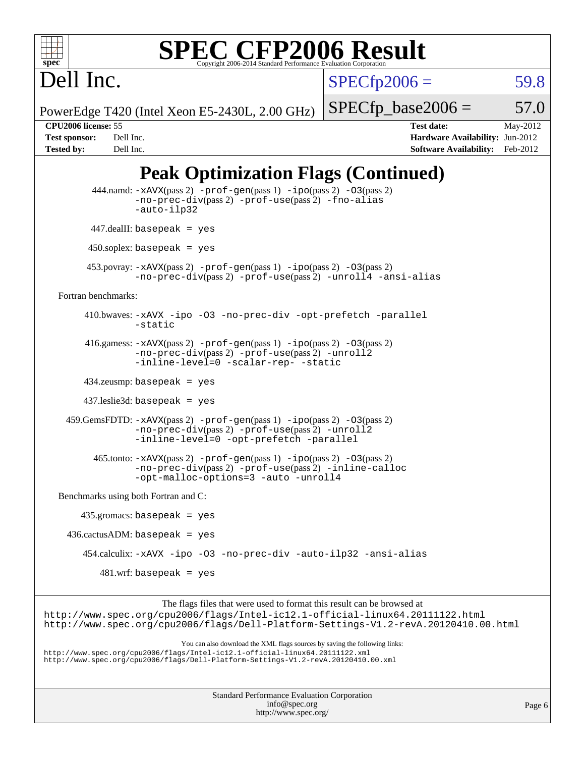# SPEC CFP2006 Result

Copyright 2006-2014 Standard Performance Evaluation Corporation

**Dell Inc.**

PowerEdge T420 (Intel Xeon E5-2430L, 2.00 GHz)

SPECfp2006 = 59.8

SPECfp_base2006 = 57.0

| | | | |
|---|---|---|---|
| **CPU2006 license:** 55 | | **Test date:** | May-2012 |
| **Test sponsor:** | Dell Inc. | **Hardware Availability:** | Jun-2012 |
| **Tested by:** | Dell Inc. | **Software Availability:** | Feb-2012 |

## Peak Optimization Flags (Continued)

444.namd: -xAVX(pass 2) -prof-gen(pass 1) -ipo(pass 2) -O3(pass 2) -no-prec-div(pass 2) -prof-use(pass 2) -fno-alias -auto-ilp32

447.dealII: basepeak = yes

450.soplex: basepeak = yes

453.povray: -xAVX(pass 2) -prof-gen(pass 1) -ipo(pass 2) -O3(pass 2) -no-prec-div(pass 2) -prof-use(pass 2) -unroll4 -ansi-alias

Fortran benchmarks:

410.bwaves: -xAVX -ipo -O3 -no-prec-div -opt-prefetch -parallel -static

416.gamess: -xAVX(pass 2) -prof-gen(pass 1) -ipo(pass 2) -O3(pass 2) -no-prec-div(pass 2) -prof-use(pass 2) -unroll2 -inline-level=0 -scalar-rep- -static

434.zeusmp: basepeak = yes

437.leslie3d: basepeak = yes

459.GemsFDTD: -xAVX(pass 2) -prof-gen(pass 1) -ipo(pass 2) -O3(pass 2) -no-prec-div(pass 2) -prof-use(pass 2) -unroll2 -inline-level=0 -opt-prefetch -parallel

465.tonto: -xAVX(pass 2) -prof-gen(pass 1) -ipo(pass 2) -O3(pass 2) -no-prec-div(pass 2) -prof-use(pass 2) -inline-calloc -opt-malloc-options=3 -auto -unroll4

Benchmarks using both Fortran and C:

435.gromacs: basepeak = yes

436.cactusADM: basepeak = yes

454.calculix: -xAVX -ipo -O3 -no-prec-div -auto-ilp32 -ansi-alias

481.wrf: basepeak = yes

The flags files that were used to format this result can be browsed at
http://www.spec.org/cpu2006/flags/Intel-ic12.1-official-linux64.20111122.html
http://www.spec.org/cpu2006/flags/Dell-Platform-Settings-V1.2-revA.20120410.00.html

You can also download the XML flags sources by saving the following links:
http://www.spec.org/cpu2006/flags/Intel-ic12.1-official-linux64.20111122.xml
http://www.spec.org/cpu2006/flags/Dell-Platform-Settings-V1.2-revA.20120410.00.xml

Standard Performance Evaluation Corporation
info@spec.org
http://www.spec.org/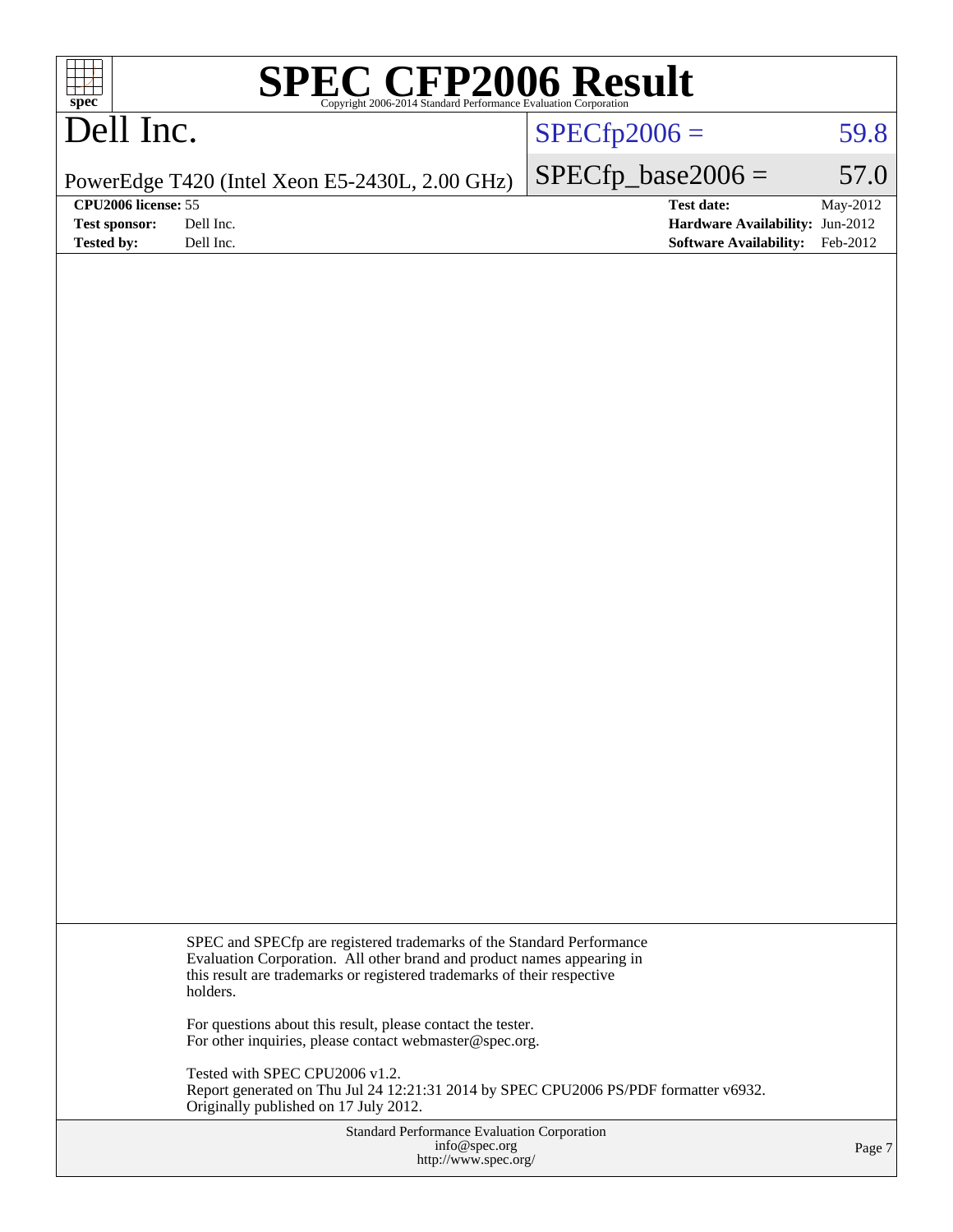# SPEC CFP2006 Result

Copyright 2006-2014 Standard Performance Evaluation Corporation

## Dell Inc.

PowerEdge T420 (Intel Xeon E5-2430L, 2.00 GHz)

SPECfp2006 = 59.8

SPECfp_base2006 = 57.0

| | | | |
|---|---|---|---|
| **CPU2006 license:** | 55 | **Test date:** | May-2012 |
| **Test sponsor:** | Dell Inc. | **Hardware Availability:** | Jun-2012 |
| **Tested by:** | Dell Inc. | **Software Availability:** | Feb-2012 |

SPEC and SPECfp are registered trademarks of the Standard Performance Evaluation Corporation. All other brand and product names appearing in this result are trademarks or registered trademarks of their respective holders.

For questions about this result, please contact the tester.
For other inquiries, please contact webmaster@spec.org.

Tested with SPEC CPU2006 v1.2.
Report generated on Thu Jul 24 12:21:31 2014 by SPEC CPU2006 PS/PDF formatter v6932.
Originally published on 17 July 2012.

Standard Performance Evaluation Corporation
info@spec.org
http://www.spec.org/